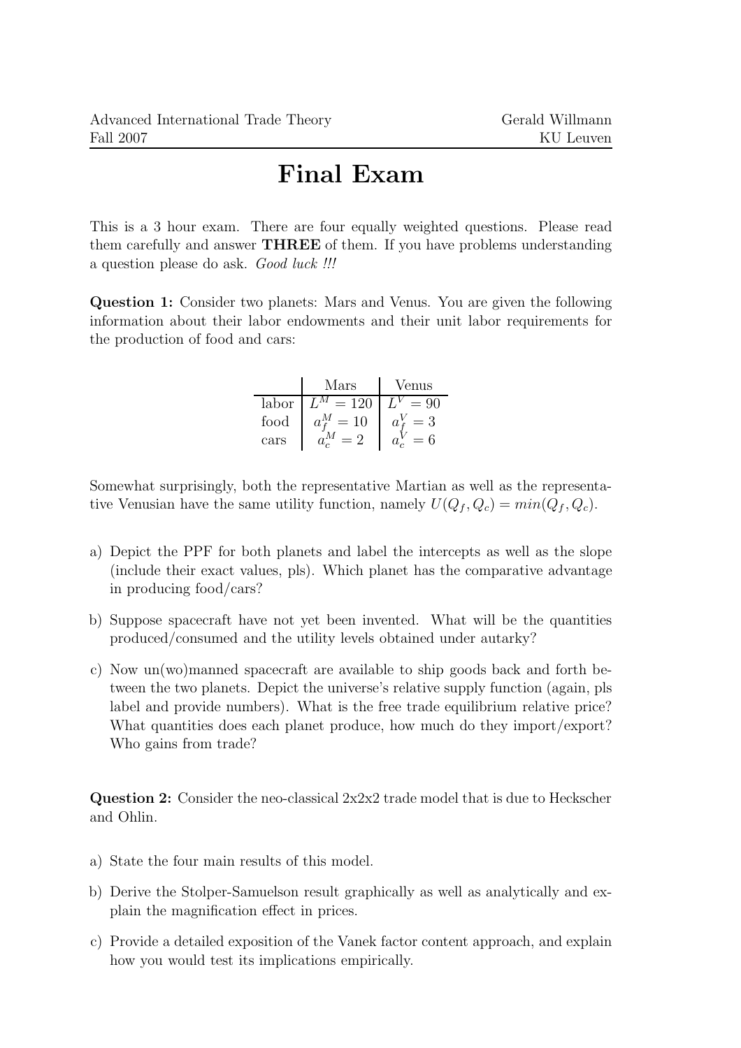Advanced International Trade Theory
Fall 2007

Gerald Willmann
KU Leuven

# Final Exam

This is a 3 hour exam. There are four equally weighted questions. Please read them carefully and answer **THREE** of them. If you have problems understanding a question please do ask. *Good luck !!!*

**Question 1:** Consider two planets: Mars and Venus. You are given the following information about their labor endowments and their unit labor requirements for the production of food and cars:

| | Mars | Venus |
|---|---|---|
| labor | $L^M = 120$ | $L^V = 90$ |
| food | $a_f^M = 10$ | $a_f^V = 3$ |
| cars | $a_c^M = 2$ | $a_c^V = 6$ |

Somewhat surprisingly, both the representative Martian as well as the representative Venusian have the same utility function, namely $U(Q_f, Q_c) = min(Q_f, Q_c)$.

a) Depict the PPF for both planets and label the intercepts as well as the slope (include their exact values, pls). Which planet has the comparative advantage in producing food/cars?

b) Suppose spacecraft have not yet been invented. What will be the quantities produced/consumed and the utility levels obtained under autarky?

c) Now un(wo)manned spacecraft are available to ship goods back and forth between the two planets. Depict the universe's relative supply function (again, pls label and provide numbers). What is the free trade equilibrium relative price? What quantities does each planet produce, how much do they import/export? Who gains from trade?

**Question 2:** Consider the neo-classical 2x2x2 trade model that is due to Heckscher and Ohlin.

a) State the four main results of this model.

b) Derive the Stolper-Samuelson result graphically as well as analytically and explain the magnification effect in prices.

c) Provide a detailed exposition of the Vanek factor content approach, and explain how you would test its implications empirically.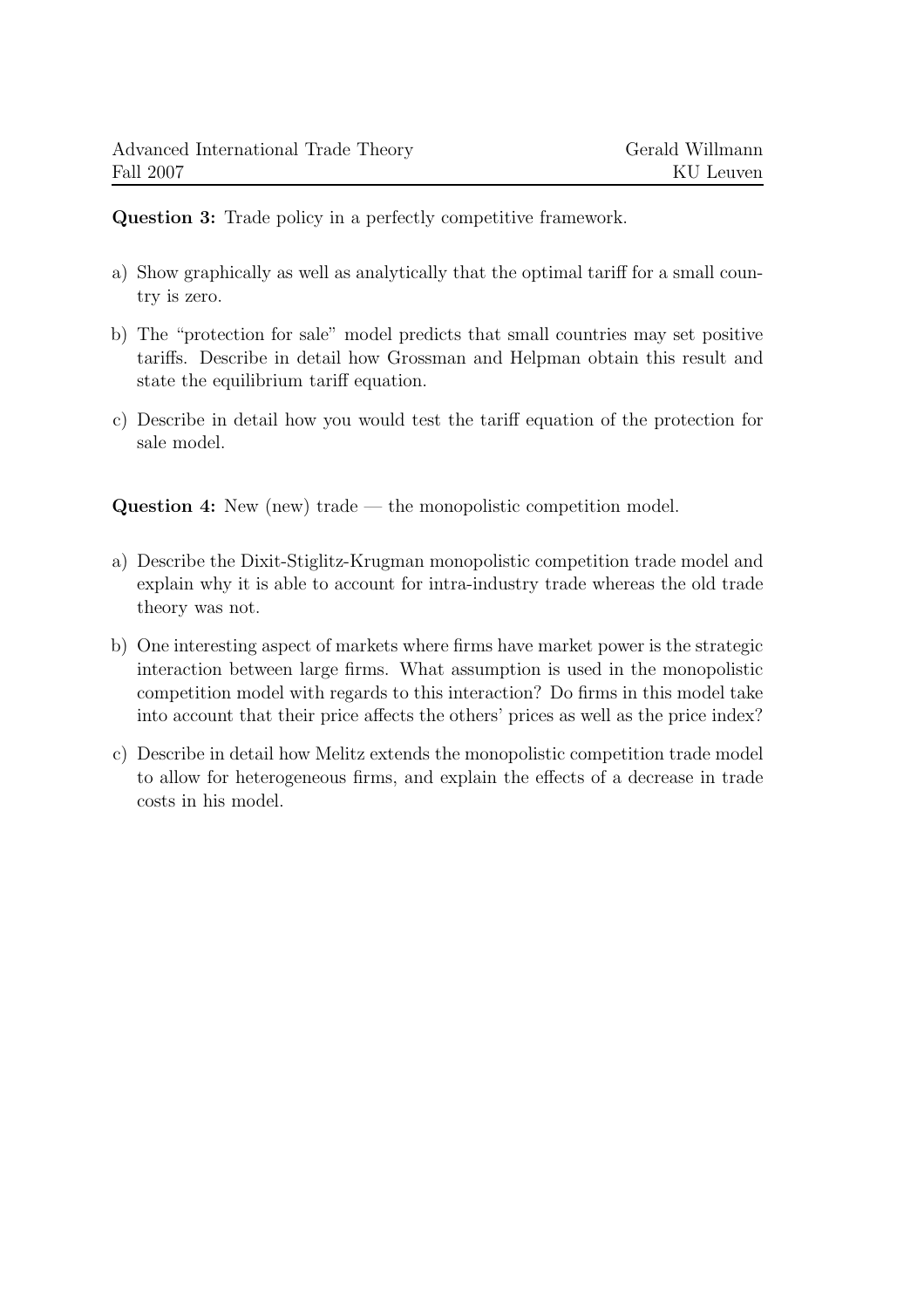**Question 3:** Trade policy in a perfectly competitive framework.

a) Show graphically as well as analytically that the optimal tariff for a small country is zero.

b) The "protection for sale" model predicts that small countries may set positive tariffs. Describe in detail how Grossman and Helpman obtain this result and state the equilibrium tariff equation.

c) Describe in detail how you would test the tariff equation of the protection for sale model.

**Question 4:** New (new) trade — the monopolistic competition model.

a) Describe the Dixit-Stiglitz-Krugman monopolistic competition trade model and explain why it is able to account for intra-industry trade whereas the old trade theory was not.

b) One interesting aspect of markets where firms have market power is the strategic interaction between large firms. What assumption is used in the monopolistic competition model with regards to this interaction? Do firms in this model take into account that their price affects the others' prices as well as the price index?

c) Describe in detail how Melitz extends the monopolistic competition trade model to allow for heterogeneous firms, and explain the effects of a decrease in trade costs in his model.